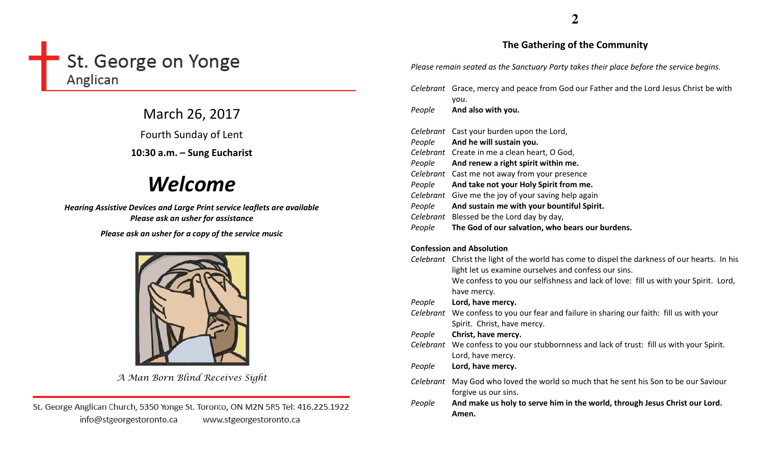# St. George on Yonge
Anglican

March 26, 2017

Fourth Sunday of Lent

**10:30 a.m. – Sung Eucharist**

# *Welcome*

***Hearing Assistive Devices and Large Print service leaflets are available***
***Please ask an usher for assistance***

***Please ask an usher for a copy of the service music***

*A Man Born Blind Receives Sight*

St. George Anglican Church, 5350 Yonge St. Toronto, ON M2N 5R5 Tel: 416.225.1922
info@stgeorgestoronto.ca www.stgeorgestoronto.ca

## The Gathering of the Community

*Please remain seated as the Sanctuary Party takes their place before the service begins.*

*Celebrant* Grace, mercy and peace from God our Father and the Lord Jesus Christ be with you.
*People* **And also with you.**

*Celebrant* Cast your burden upon the Lord,
*People* **And he will sustain you.**
*Celebrant* Create in me a clean heart, O God,
*People* **And renew a right spirit within me.**
*Celebrant* Cast me not away from your presence
*People* **And take not your Holy Spirit from me.**
*Celebrant* Give me the joy of your saving help again
*People* **And sustain me with your bountiful Spirit.**
*Celebrant* Blessed be the Lord day by day,
*People* **The God of our salvation, who bears our burdens.**

**Confession and Absolution**

*Celebrant* Christ the light of the world has come to dispel the darkness of our hearts. In his light let us examine ourselves and confess our sins.
We confess to you our selfishness and lack of love: fill us with your Spirit. Lord, have mercy.
*People* **Lord, have mercy.**
*Celebrant* We confess to you our fear and failure in sharing our faith: fill us with your Spirit. Christ, have mercy.
*People* **Christ, have mercy.**
*Celebrant* We confess to you our stubbornness and lack of trust: fill us with your Spirit. Lord, have mercy.
*People* **Lord, have mercy.**

*Celebrant* May God who loved the world so much that he sent his Son to be our Saviour forgive us our sins.
*People* **And make us holy to serve him in the world, through Jesus Christ our Lord. Amen.**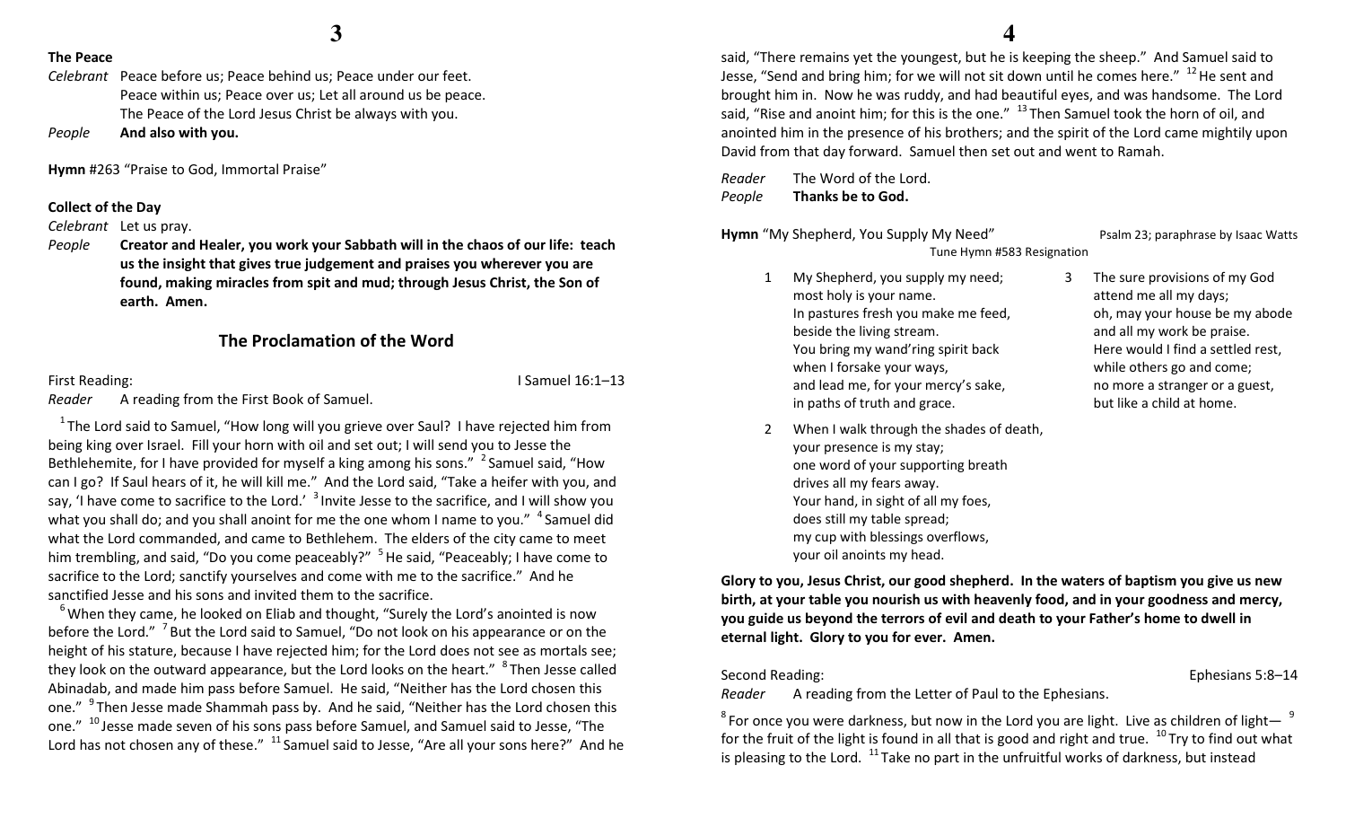**The Peace**

*Celebrant* Peace before us; Peace behind us; Peace under our feet.
Peace within us; Peace over us; Let all around us be peace.
The Peace of the Lord Jesus Christ be always with you.

*People* **And also with you.**

**Hymn** #263 "Praise to God, Immortal Praise"

**Collect of the Day**

*Celebrant* Let us pray.

*People* **Creator and Healer, you work your Sabbath will in the chaos of our life: teach us the insight that gives true judgement and praises you wherever you are found, making miracles from spit and mud; through Jesus Christ, the Son of earth. Amen.**

## The Proclamation of the Word

First Reading: I Samuel 16:1–13

*Reader* A reading from the First Book of Samuel.

[1] The Lord said to Samuel, "How long will you grieve over Saul? I have rejected him from being king over Israel. Fill your horn with oil and set out; I will send you to Jesse the Bethlehemite, for I have provided for myself a king among his sons." [2] Samuel said, "How can I go? If Saul hears of it, he will kill me." And the Lord said, "Take a heifer with you, and say, 'I have come to sacrifice to the Lord.' [3] Invite Jesse to the sacrifice, and I will show you what you shall do; and you shall anoint for me the one whom I name to you." [4] Samuel did what the Lord commanded, and came to Bethlehem. The elders of the city came to meet him trembling, and said, "Do you come peaceably?" [5] He said, "Peaceably; I have come to sacrifice to the Lord; sanctify yourselves and come with me to the sacrifice." And he sanctified Jesse and his sons and invited them to the sacrifice.

[6] When they came, he looked on Eliab and thought, "Surely the Lord's anointed is now before the Lord." [7] But the Lord said to Samuel, "Do not look on his appearance or on the height of his stature, because I have rejected him; for the Lord does not see as mortals see; they look on the outward appearance, but the Lord looks on the heart." [8] Then Jesse called Abinadab, and made him pass before Samuel. He said, "Neither has the Lord chosen this one." [9] Then Jesse made Shammah pass by. And he said, "Neither has the Lord chosen this one." [10] Jesse made seven of his sons pass before Samuel, and Samuel said to Jesse, "The Lord has not chosen any of these." [11] Samuel said to Jesse, "Are all your sons here?" And he said, "There remains yet the youngest, but he is keeping the sheep." And Samuel said to Jesse, "Send and bring him; for we will not sit down until he comes here." [12] He sent and brought him in. Now he was ruddy, and had beautiful eyes, and was handsome. The Lord said, "Rise and anoint him; for this is the one." [13] Then Samuel took the horn of oil, and anointed him in the presence of his brothers; and the spirit of the Lord came mightily upon David from that day forward. Samuel then set out and went to Ramah.

*Reader* The Word of the Lord.

*People* **Thanks be to God.**

**Hymn** "My Shepherd, You Supply My Need" Psalm 23; paraphrase by Isaac Watts
Tune Hymn #583 Resignation

1. My Shepherd, you supply my need;
most holy is your name.
In pastures fresh you make me feed,
beside the living stream.
You bring my wand'ring spirit back
when I forsake your ways,
and lead me, for your mercy's sake,
in paths of truth and grace.

2. When I walk through the shades of death,
your presence is my stay;
one word of your supporting breath
drives all my fears away.
Your hand, in sight of all my foes,
does still my table spread;
my cup with blessings overflows,
your oil anoints my head.

3. The sure provisions of my God
attend me all my days;
oh, may your house be my abode
and all my work be praise.
Here would I find a settled rest,
while others go and come;
no more a stranger or a guest,
but like a child at home.

**Glory to you, Jesus Christ, our good shepherd. In the waters of baptism you give us new birth, at your table you nourish us with heavenly food, and in your goodness and mercy, you guide us beyond the terrors of evil and death to your Father's home to dwell in eternal light. Glory to you for ever. Amen.**

Second Reading: Ephesians 5:8–14

*Reader* A reading from the Letter of Paul to the Ephesians.

[8] For once you were darkness, but now in the Lord you are light. Live as children of light— [9] for the fruit of the light is found in all that is good and right and true. [10] Try to find out what is pleasing to the Lord. [11] Take no part in the unfruitful works of darkness, but instead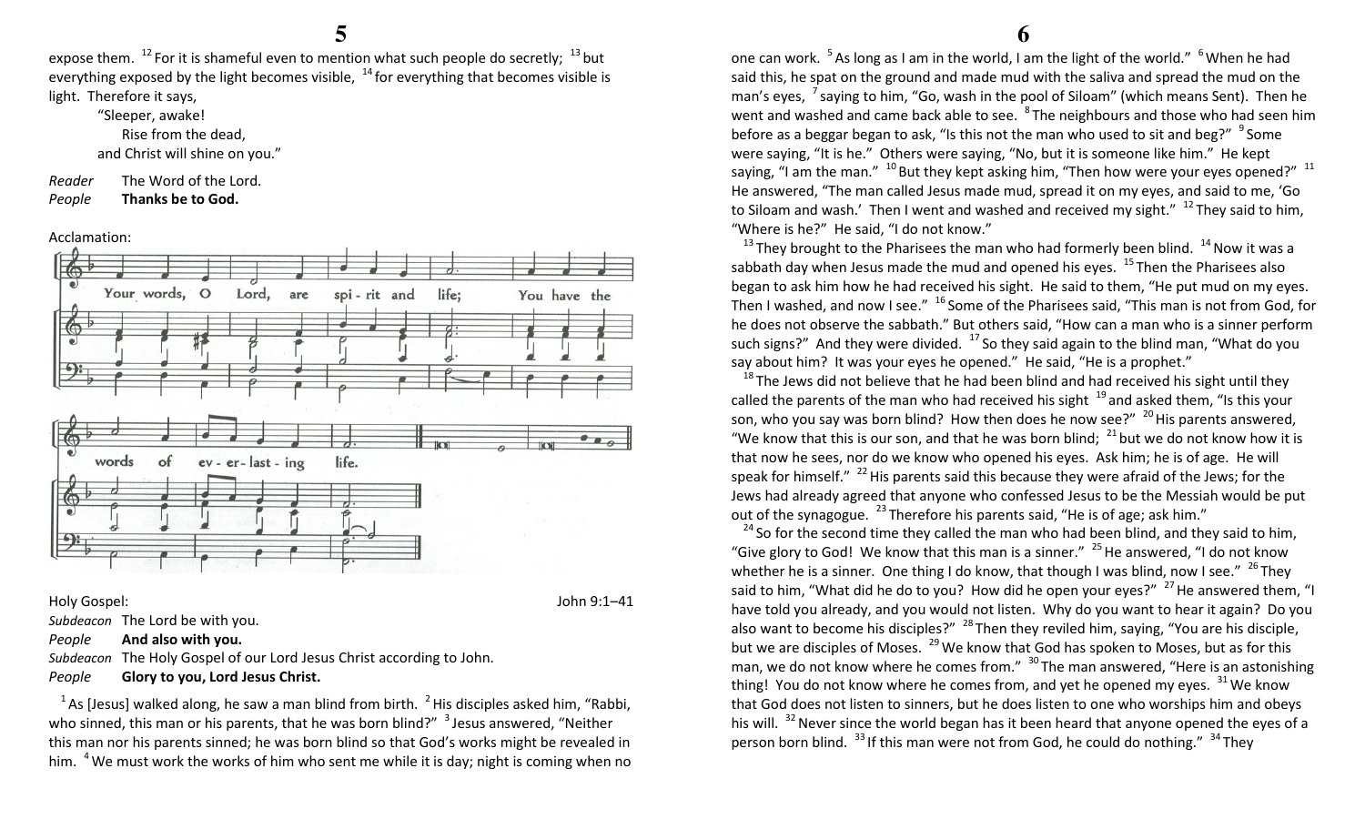expose them. [12] For it is shameful even to mention what such people do secretly; [13] but everything exposed by the light becomes visible, [14] for everything that becomes visible is light. Therefore it says,

"Sleeper, awake!
Rise from the dead,
and Christ will shine on you."

*Reader* The Word of the Lord.
*People* **Thanks be to God.**

Acclamation:

Your words, O Lord, are spi - rit and life; You have the words of ev - er - last - ing life.

Holy Gospel: John 9:1–41

*Subdeacon* The Lord be with you.
*People* **And also with you.**
*Subdeacon* The Holy Gospel of our Lord Jesus Christ according to John.
*People* **Glory to you, Lord Jesus Christ.**

[1] As [Jesus] walked along, he saw a man blind from birth. [2] His disciples asked him, "Rabbi, who sinned, this man or his parents, that he was born blind?" [3] Jesus answered, "Neither this man nor his parents sinned; he was born blind so that God's works might be revealed in him. [4] We must work the works of him who sent me while it is day; night is coming when no one can work. [5] As long as I am in the world, I am the light of the world." [6] When he had said this, he spat on the ground and made mud with the saliva and spread the mud on the man's eyes, [7] saying to him, "Go, wash in the pool of Siloam" (which means Sent). Then he went and washed and came back able to see. [8] The neighbours and those who had seen him before as a beggar began to ask, "Is this not the man who used to sit and beg?" [9] Some were saying, "It is he." Others were saying, "No, but it is someone like him." He kept saying, "I am the man." [10] But they kept asking him, "Then how were your eyes opened?" [11] He answered, "The man called Jesus made mud, spread it on my eyes, and said to me, 'Go to Siloam and wash.' Then I went and washed and received my sight." [12] They said to him, "Where is he?" He said, "I do not know."

[13] They brought to the Pharisees the man who had formerly been blind. [14] Now it was a sabbath day when Jesus made the mud and opened his eyes. [15] Then the Pharisees also began to ask him how he had received his sight. He said to them, "He put mud on my eyes. Then I washed, and now I see." [16] Some of the Pharisees said, "This man is not from God, for he does not observe the sabbath." But others said, "How can a man who is a sinner perform such signs?" And they were divided. [17] So they said again to the blind man, "What do you say about him? It was your eyes he opened." He said, "He is a prophet."

[18] The Jews did not believe that he had been blind and had received his sight until they called the parents of the man who had received his sight [19] and asked them, "Is this your son, who you say was born blind? How then does he now see?" [20] His parents answered, "We know that this is our son, and that he was born blind; [21] but we do not know how it is that now he sees, nor do we know who opened his eyes. Ask him; he is of age. He will speak for himself." [22] His parents said this because they were afraid of the Jews; for the Jews had already agreed that anyone who confessed Jesus to be the Messiah would be put out of the synagogue. [23] Therefore his parents said, "He is of age; ask him."

[24] So for the second time they called the man who had been blind, and they said to him, "Give glory to God! We know that this man is a sinner." [25] He answered, "I do not know whether he is a sinner. One thing I do know, that though I was blind, now I see." [26] They said to him, "What did he do to you? How did he open your eyes?" [27] He answered them, "I have told you already, and you would not listen. Why do you want to hear it again? Do you also want to become his disciples?" [28] Then they reviled him, saying, "You are his disciple, but we are disciples of Moses. [29] We know that God has spoken to Moses, but as for this man, we do not know where he comes from." [30] The man answered, "Here is an astonishing thing! You do not know where he comes from, and yet he opened my eyes. [31] We know that God does not listen to sinners, but he does listen to one who worships him and obeys his will. [32] Never since the world began has it been heard that anyone opened the eyes of a person born blind. [33] If this man were not from God, he could do nothing." [34] They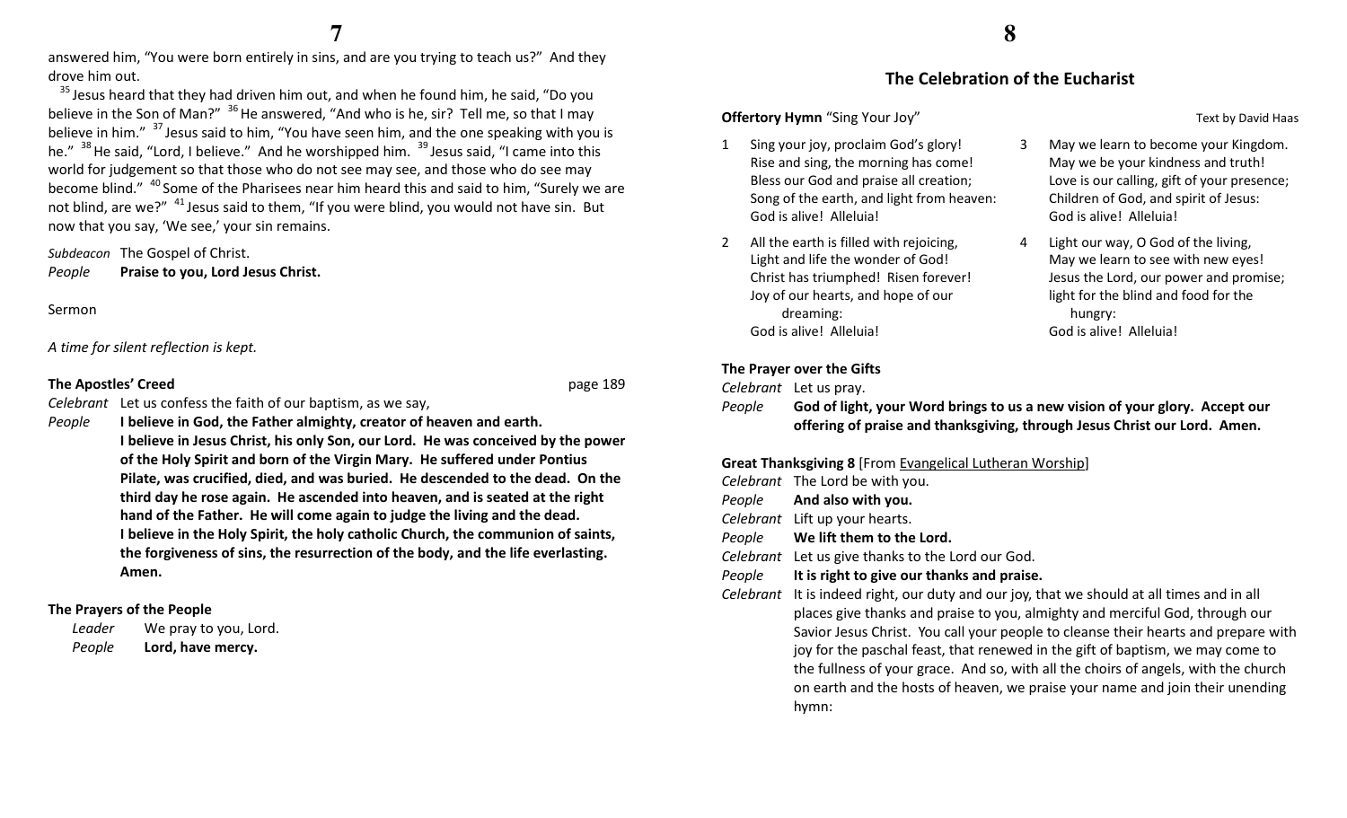answered him, "You were born entirely in sins, and are you trying to teach us?" And they drove him out.

[35] Jesus heard that they had driven him out, and when he found him, he said, "Do you believe in the Son of Man?" [36] He answered, "And who is he, sir? Tell me, so that I may believe in him." [37] Jesus said to him, "You have seen him, and the one speaking with you is he." [38] He said, "Lord, I believe." And he worshipped him. [39] Jesus said, "I came into this world for judgement so that those who do not see may see, and those who do see may become blind." [40] Some of the Pharisees near him heard this and said to him, "Surely we are not blind, are we?" [41] Jesus said to them, "If you were blind, you would not have sin. But now that you say, 'We see,' your sin remains.

*Subdeacon* The Gospel of Christ.
*People* **Praise to you, Lord Jesus Christ.**

Sermon

*A time for silent reflection is kept.*

**The Apostles' Creed** page 189

*Celebrant* Let us confess the faith of our baptism, as we say,
*People* **I believe in God, the Father almighty, creator of heaven and earth. I believe in Jesus Christ, his only Son, our Lord. He was conceived by the power of the Holy Spirit and born of the Virgin Mary. He suffered under Pontius Pilate, was crucified, died, and was buried. He descended to the dead. On the third day he rose again. He ascended into heaven, and is seated at the right hand of the Father. He will come again to judge the living and the dead. I believe in the Holy Spirit, the holy catholic Church, the communion of saints, the forgiveness of sins, the resurrection of the body, and the life everlasting. Amen.**

**The Prayers of the People**

*Leader* We pray to you, Lord.
*People* **Lord, have mercy.**

## The Celebration of the Eucharist

**Offertory Hymn** "Sing Your Joy" Text by David Haas

1 Sing your joy, proclaim God's glory!
Rise and sing, the morning has come!
Bless our God and praise all creation;
Song of the earth, and light from heaven:
God is alive! Alleluia!

2 All the earth is filled with rejoicing,
Light and life the wonder of God!
Christ has triumphed! Risen forever!
Joy of our hearts, and hope of our dreaming:
God is alive! Alleluia!

3 May we learn to become your Kingdom.
May we be your kindness and truth!
Love is our calling, gift of your presence;
Children of God, and spirit of Jesus:
God is alive! Alleluia!

4 Light our way, O God of the living,
May we learn to see with new eyes!
Jesus the Lord, our power and promise;
light for the blind and food for the hungry:
God is alive! Alleluia!

**The Prayer over the Gifts**

*Celebrant* Let us pray.
*People* **God of light, your Word brings to us a new vision of your glory. Accept our offering of praise and thanksgiving, through Jesus Christ our Lord. Amen.**

**Great Thanksgiving 8** [From Evangelical Lutheran Worship]

*Celebrant* The Lord be with you.
*People* **And also with you.**
*Celebrant* Lift up your hearts.
*People* **We lift them to the Lord.**
*Celebrant* Let us give thanks to the Lord our God.
*People* **It is right to give our thanks and praise.**
*Celebrant* It is indeed right, our duty and our joy, that we should at all times and in all places give thanks and praise to you, almighty and merciful God, through our Savior Jesus Christ. You call your people to cleanse their hearts and prepare with joy for the paschal feast, that renewed in the gift of baptism, we may come to the fullness of your grace. And so, with all the choirs of angels, with the church on earth and the hosts of heaven, we praise your name and join their unending hymn: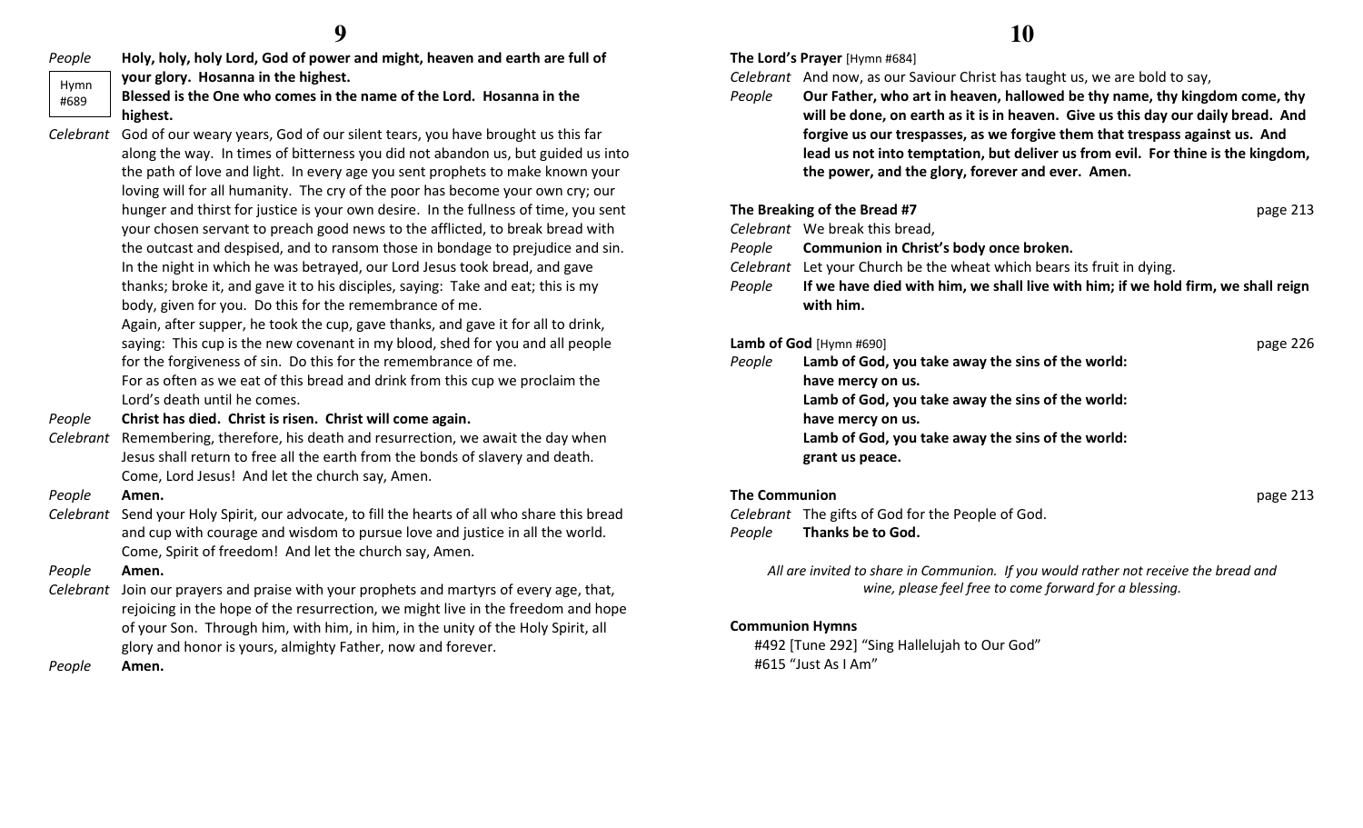*People* **Holy, holy, holy Lord, God of power and might, heaven and earth are full of your glory. Hosanna in the highest.**

Hymn #689

**Blessed is the One who comes in the name of the Lord. Hosanna in the highest.**

*Celebrant* God of our weary years, God of our silent tears, you have brought us this far along the way. In times of bitterness you did not abandon us, but guided us into the path of love and light. In every age you sent prophets to make known your loving will for all humanity. The cry of the poor has become your own cry; our hunger and thirst for justice is your own desire. In the fullness of time, you sent your chosen servant to preach good news to the afflicted, to break bread with the outcast and despised, and to ransom those in bondage to prejudice and sin. In the night in which he was betrayed, our Lord Jesus took bread, and gave thanks; broke it, and gave it to his disciples, saying: Take and eat; this is my body, given for you. Do this for the remembrance of me.
Again, after supper, he took the cup, gave thanks, and gave it for all to drink, saying: This cup is the new covenant in my blood, shed for you and all people for the forgiveness of sin. Do this for the remembrance of me.
For as often as we eat of this bread and drink from this cup we proclaim the Lord's death until he comes.

*People* **Christ has died. Christ is risen. Christ will come again.**

*Celebrant* Remembering, therefore, his death and resurrection, we await the day when Jesus shall return to free all the earth from the bonds of slavery and death. Come, Lord Jesus! And let the church say, Amen.

*People* **Amen.**

*Celebrant* Send your Holy Spirit, our advocate, to fill the hearts of all who share this bread and cup with courage and wisdom to pursue love and justice in all the world. Come, Spirit of freedom! And let the church say, Amen.

*People* **Amen.**

*Celebrant* Join our prayers and praise with your prophets and martyrs of every age, that, rejoicing in the hope of the resurrection, we might live in the freedom and hope of your Son. Through him, with him, in him, in the unity of the Holy Spirit, all glory and honor is yours, almighty Father, now and forever.

*People* **Amen.**

**The Lord's Prayer** [Hymn #684]

*Celebrant* And now, as our Saviour Christ has taught us, we are bold to say,

*People* **Our Father, who art in heaven, hallowed be thy name, thy kingdom come, thy will be done, on earth as it is in heaven. Give us this day our daily bread. And forgive us our trespasses, as we forgive them that trespass against us. And lead us not into temptation, but deliver us from evil. For thine is the kingdom, the power, and the glory, forever and ever. Amen.**

**The Breaking of the Bread #7** page 213

*Celebrant* We break this bread,

*People* **Communion in Christ's body once broken.**

*Celebrant* Let your Church be the wheat which bears its fruit in dying.

*People* **If we have died with him, we shall live with him; if we hold firm, we shall reign with him.**

**Lamb of God** [Hymn #690] page 226

*People* **Lamb of God, you take away the sins of the world:
have mercy on us.
Lamb of God, you take away the sins of the world:
have mercy on us.
Lamb of God, you take away the sins of the world:
grant us peace.**

**The Communion** page 213

*Celebrant* The gifts of God for the People of God.

*People* **Thanks be to God.**

*All are invited to share in Communion. If you would rather not receive the bread and wine, please feel free to come forward for a blessing.*

**Communion Hymns**

#492 [Tune 292] "Sing Hallelujah to Our God"
#615 "Just As I Am"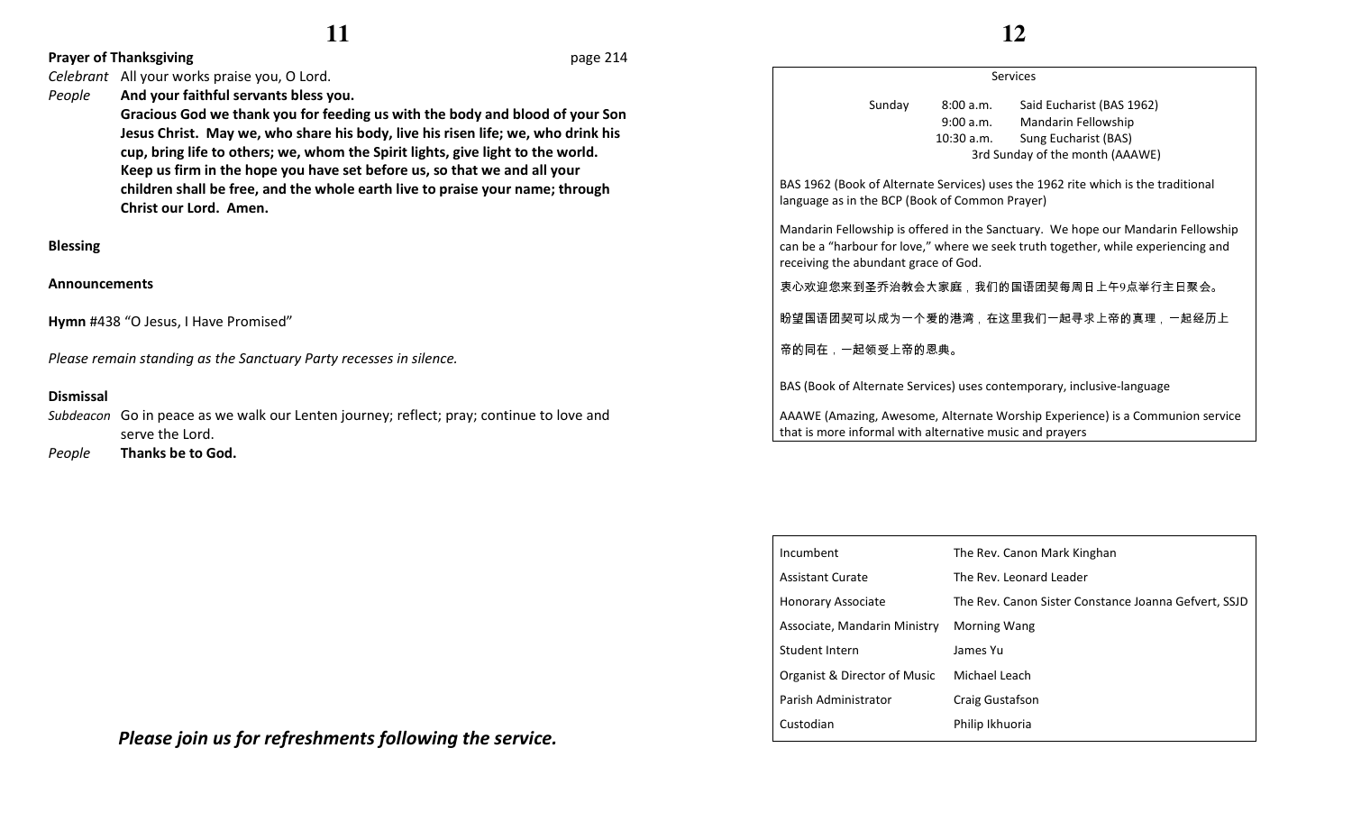**Prayer of Thanksgiving** page 214

*Celebrant* All your works praise you, O Lord.

*People* **And your faithful servants bless you.**
**Gracious God we thank you for feeding us with the body and blood of your Son Jesus Christ. May we, who share his body, live his risen life; we, who drink his cup, bring life to others; we, whom the Spirit lights, give light to the world. Keep us firm in the hope you have set before us, so that we and all your children shall be free, and the whole earth live to praise your name; through Christ our Lord. Amen.**

**Blessing**

**Announcements**

**Hymn** #438 "O Jesus, I Have Promised"

*Please remain standing as the Sanctuary Party recesses in silence.*

**Dismissal**

*Subdeacon* Go in peace as we walk our Lenten journey; reflect; pray; continue to love and serve the Lord.

*People* **Thanks be to God.**

***Please join us for refreshments following the service.***

Services

| | | |
|---|---|---|
| Sunday | 8:00 a.m. | Said Eucharist (BAS 1962) |
| | 9:00 a.m. | Mandarin Fellowship |
| | 10:30 a.m. | Sung Eucharist (BAS) |
| | | 3rd Sunday of the month (AAAWE) |

BAS 1962 (Book of Alternate Services) uses the 1962 rite which is the traditional language as in the BCP (Book of Common Prayer)

Mandarin Fellowship is offered in the Sanctuary. We hope our Mandarin Fellowship can be a "harbour for love," where we seek truth together, while experiencing and receiving the abundant grace of God.

衷心欢迎您来到圣乔治教会大家庭，我们的国语团契每周日上午9点举行主日聚会。

盼望国语团契可以成为一个爱的港湾，在这里我们一起寻求上帝的真理，一起经历上

帝的同在，一起领受上帝的恩典。

BAS (Book of Alternate Services) uses contemporary, inclusive-language

AAAWE (Amazing, Awesome, Alternate Worship Experience) is a Communion service that is more informal with alternative music and prayers

| | |
|---|---|
| Incumbent | The Rev. Canon Mark Kinghan |
| Assistant Curate | The Rev. Leonard Leader |
| Honorary Associate | The Rev. Canon Sister Constance Joanna Gefvert, SSJD |
| Associate, Mandarin Ministry | Morning Wang |
| Student Intern | James Yu |
| Organist & Director of Music | Michael Leach |
| Parish Administrator | Craig Gustafson |
| Custodian | Philip Ikhuoria |